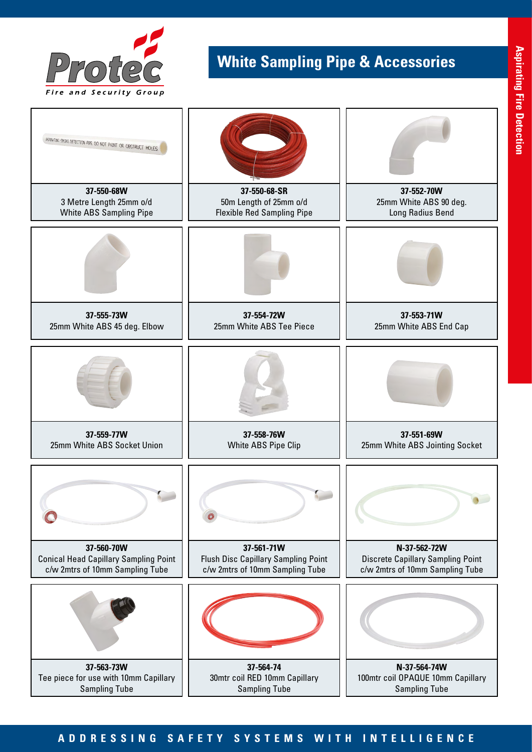# White Sampling Pipe & Accessories

**37-550-68W**
3 Metre Length 25mm o/d White ABS Sampling Pipe

**37-550-68-SR**
50m Length of 25mm o/d Flexible Red Sampling Pipe

**37-552-70W**
25mm White ABS 90 deg. Long Radius Bend

**37-555-73W**
25mm White ABS 45 deg. Elbow

**37-554-72W**
25mm White ABS Tee Piece

**37-553-71W**
25mm White ABS End Cap

**37-559-77W**
25mm White ABS Socket Union

**37-558-76W**
White ABS Pipe Clip

**37-551-69W**
25mm White ABS Jointing Socket

**37-560-70W**
Conical Head Capillary Sampling Point c/w 2mtrs of 10mm Sampling Tube

**37-561-71W**
Flush Disc Capillary Sampling Point c/w 2mtrs of 10mm Sampling Tube

**N-37-562-72W**
Discrete Capillary Sampling Point c/w 2mtrs of 10mm Sampling Tube

**37-563-73W**
Tee piece for use with 10mm Capillary Sampling Tube

**37-564-74**
30mtr coil RED 10mm Capillary Sampling Tube

**N-37-564-74W**
100mtr coil OPAQUE 10mm Capillary Sampling Tube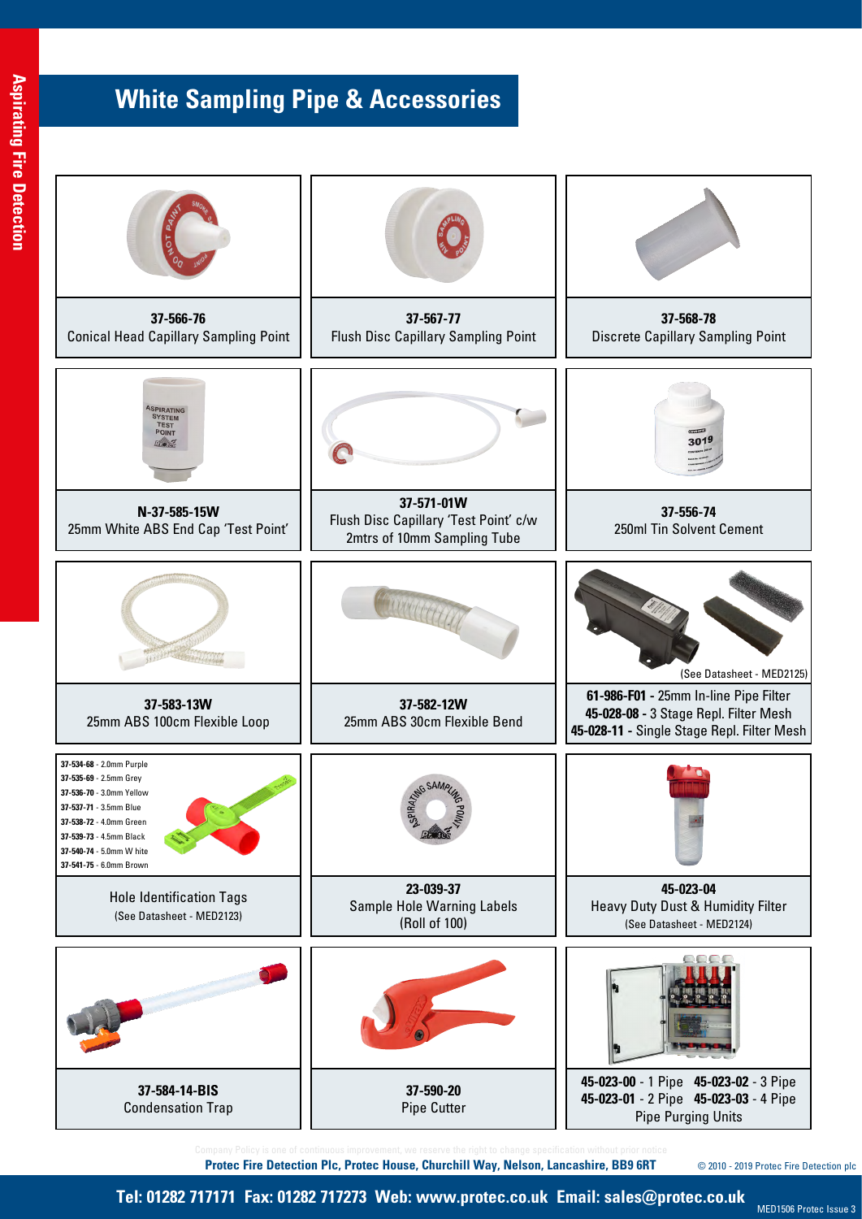# White Sampling Pipe & Accessories

**37-566-76**
Conical Head Capillary Sampling Point

**37-567-77**
Flush Disc Capillary Sampling Point

**37-568-78**
Discrete Capillary Sampling Point

**N-37-585-15W**
25mm White ABS End Cap 'Test Point'

**37-571-01W**
Flush Disc Capillary 'Test Point' c/w 2mtrs of 10mm Sampling Tube

**37-556-74**
250ml Tin Solvent Cement

**37-583-13W**
25mm ABS 100cm Flexible Loop

**37-582-12W**
25mm ABS 30cm Flexible Bend

(See Datasheet - MED2125)

**61-986-F01 -** 25mm In-line Pipe Filter
**45-028-08 -** 3 Stage Repl. Filter Mesh
**45-028-11 -** Single Stage Repl. Filter Mesh

**37-534-68** - 2.0mm Purple
**37-535-69** - 2.5mm Grey
**37-536-70** - 3.0mm Yellow
**37-537-71** - 3.5mm Blue
**37-538-72** - 4.0mm Green
**37-539-73** - 4.5mm Black
**37-540-74** - 5.0mm White
**37-541-75** - 6.0mm Brown

Hole Identification Tags
(See Datasheet - MED2123)

**23-039-37**
Sample Hole Warning Labels
(Roll of 100)

**45-023-04**
Heavy Duty Dust & Humidity Filter
(See Datasheet - MED2124)

**37-584-14-BIS**
Condensation Trap

**37-590-20**
Pipe Cutter

**45-023-00** - 1 Pipe **45-023-02** - 3 Pipe
**45-023-01** - 2 Pipe **45-023-03** - 4 Pipe
Pipe Purging Units

Company Policy is one of continuous improvement, we reserve the right to change specification without prior notice

**Protec Fire Detection Plc, Protec House, Churchill Way, Nelson, Lancashire, BB9 6RT**

© 2010 - 2019 Protec Fire Detection plc

**Tel: 01282 717171 Fax: 01282 717273 Web: www.protec.co.uk Email: sales@protec.co.uk**

MED1506 Protec Issue 3